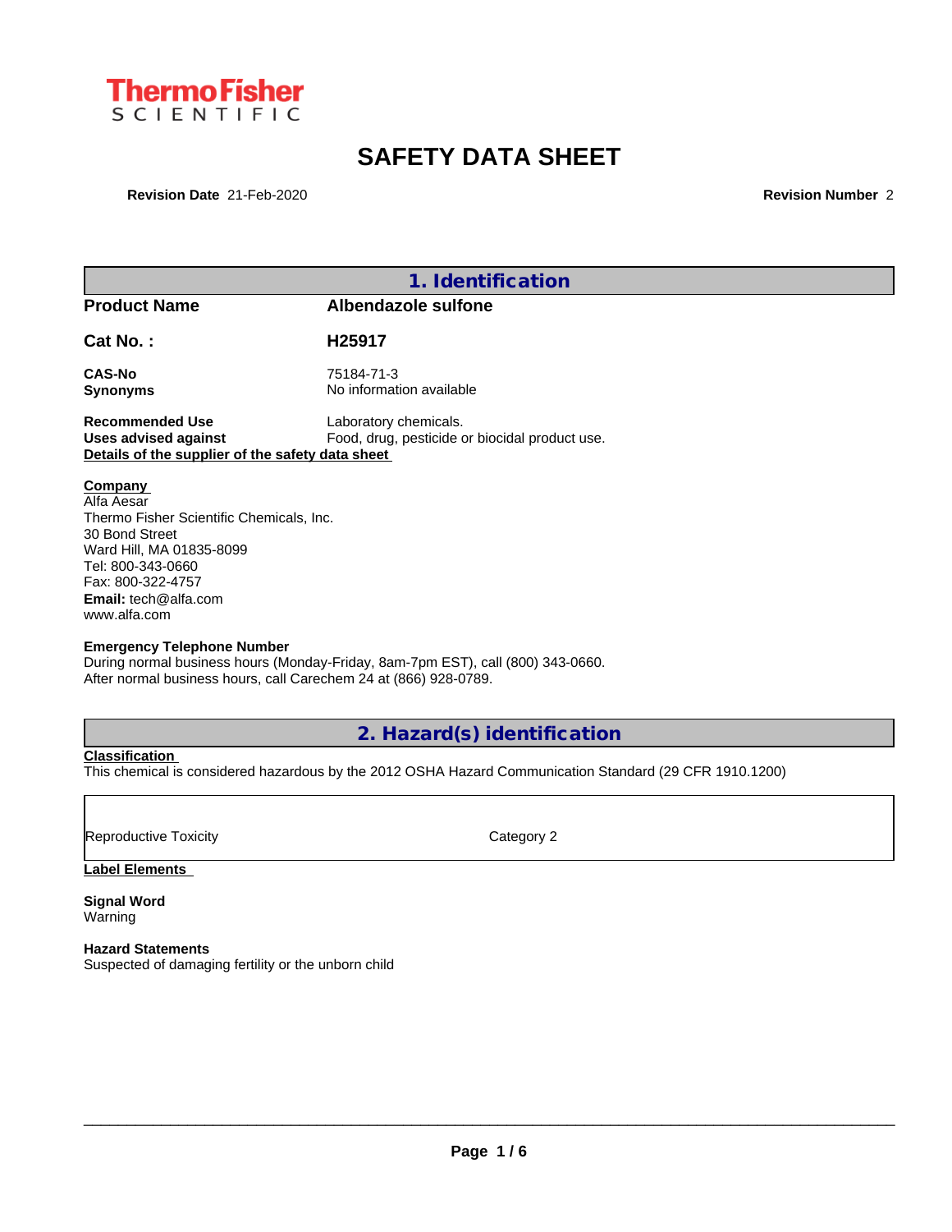ThermoFisher SCIENTIFIC

# SAFETY DATA SHEET

**Revision Date** 21-Feb-2020 **Revision Number** 2

## 1. Identification

| | |
|---|---|
| **Product Name** | **Albendazole sulfone** |
| **Cat No. :** | **H25917** |
| **CAS-No** | 75184-71-3 |
| **Synonyms** | No information available |
| **Recommended Use** | Laboratory chemicals. |
| **Uses advised against** | Food, drug, pesticide or biocidal product use. |

**Details of the supplier of the safety data sheet**

**Company**
Alfa Aesar
Thermo Fisher Scientific Chemicals, Inc.
30 Bond Street
Ward Hill, MA 01835-8099
Tel: 800-343-0660
Fax: 800-322-4757
**Email:** tech@alfa.com
www.alfa.com

**Emergency Telephone Number**
During normal business hours (Monday-Friday, 8am-7pm EST), call (800) 343-0660.
After normal business hours, call Carechem 24 at (866) 928-0789.

## 2. Hazard(s) identification

**Classification**
This chemical is considered hazardous by the 2012 OSHA Hazard Communication Standard (29 CFR 1910.1200)

| | |
|---|---|
| Reproductive Toxicity | Category 2 |

**Label Elements**

**Signal Word**
Warning

**Hazard Statements**
Suspected of damaging fertility or the unborn child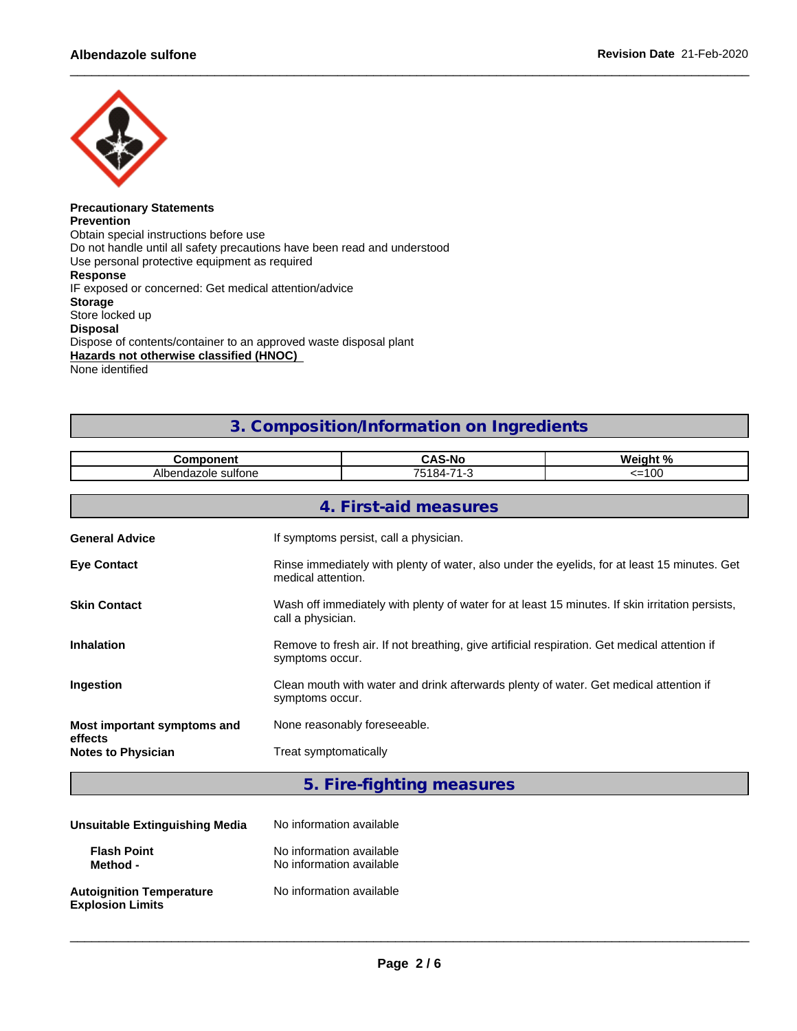**Precautionary Statements**
**Prevention**
Obtain special instructions before use
Do not handle until all safety precautions have been read and understood
Use personal protective equipment as required
**Response**
IF exposed or concerned: Get medical attention/advice
**Storage**
Store locked up
**Disposal**
Dispose of contents/container to an approved waste disposal plant
**Hazards not otherwise classified (HNOC)**
None identified

## 3. Composition/Information on Ingredients

| Component | CAS-No | Weight % |
|---|---|---|
| Albendazole sulfone | 75184-71-3 | <=100 |

## 4. First-aid measures

**General Advice** If symptoms persist, call a physician.

**Eye Contact** Rinse immediately with plenty of water, also under the eyelids, for at least 15 minutes. Get medical attention.

**Skin Contact** Wash off immediately with plenty of water for at least 15 minutes. If skin irritation persists, call a physician.

**Inhalation** Remove to fresh air. If not breathing, give artificial respiration. Get medical attention if symptoms occur.

**Ingestion** Clean mouth with water and drink afterwards plenty of water. Get medical attention if symptoms occur.

**Most important symptoms and effects** None reasonably foreseeable.

**Notes to Physician** Treat symptomatically

## 5. Fire-fighting measures

**Unsuitable Extinguishing Media** No information available

**Flash Point** No information available
**Method -** No information available

**Autoignition Temperature** No information available
**Explosion Limits**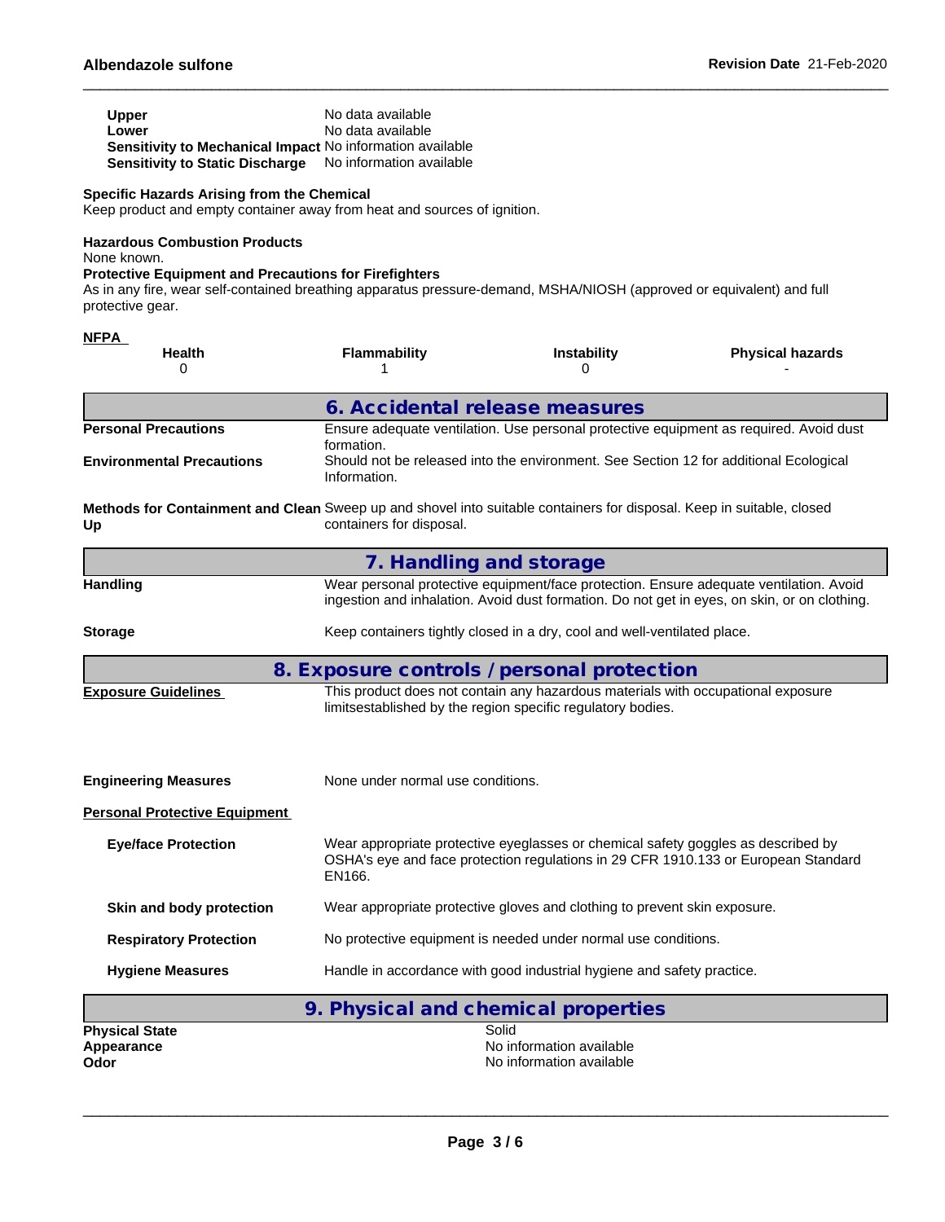| | |
|---|---|
| **Upper** | No data available |
| **Lower** | No data available |
| **Sensitivity to Mechanical Impact** | No information available |
| **Sensitivity to Static Discharge** | No information available |

**Specific Hazards Arising from the Chemical**
Keep product and empty container away from heat and sources of ignition.

**Hazardous Combustion Products**
None known.

**Protective Equipment and Precautions for Firefighters**
As in any fire, wear self-contained breathing apparatus pressure-demand, MSHA/NIOSH (approved or equivalent) and full protective gear.

**NFPA**

| Health | Flammability | Instability | Physical hazards |
|---|---|---|---|
| 0 | 1 | 0 | - |

## 6. Accidental release measures

| | |
|---|---|
| **Personal Precautions** | Ensure adequate ventilation. Use personal protective equipment as required. Avoid dust formation. |
| **Environmental Precautions** | Should not be released into the environment. See Section 12 for additional Ecological Information. |
| **Methods for Containment and Clean Up** | Sweep up and shovel into suitable containers for disposal. Keep in suitable, closed containers for disposal. |

## 7. Handling and storage

| | |
|---|---|
| **Handling** | Wear personal protective equipment/face protection. Ensure adequate ventilation. Avoid ingestion and inhalation. Avoid dust formation. Do not get in eyes, on skin, or on clothing. |
| **Storage** | Keep containers tightly closed in a dry, cool and well-ventilated place. |

## 8. Exposure controls / personal protection

| | |
|---|---|
| **Exposure Guidelines** | This product does not contain any hazardous materials with occupational exposure limitsestablished by the region specific regulatory bodies. |
| **Engineering Measures** | None under normal use conditions. |

**Personal Protective Equipment**

| | |
|---|---|
| **Eye/face Protection** | Wear appropriate protective eyeglasses or chemical safety goggles as described by OSHA's eye and face protection regulations in 29 CFR 1910.133 or European Standard EN166. |
| **Skin and body protection** | Wear appropriate protective gloves and clothing to prevent skin exposure. |
| **Respiratory Protection** | No protective equipment is needed under normal use conditions. |
| **Hygiene Measures** | Handle in accordance with good industrial hygiene and safety practice. |

## 9. Physical and chemical properties

| | |
|---|---|
| **Physical State** | Solid |
| **Appearance** | No information available |
| **Odor** | No information available |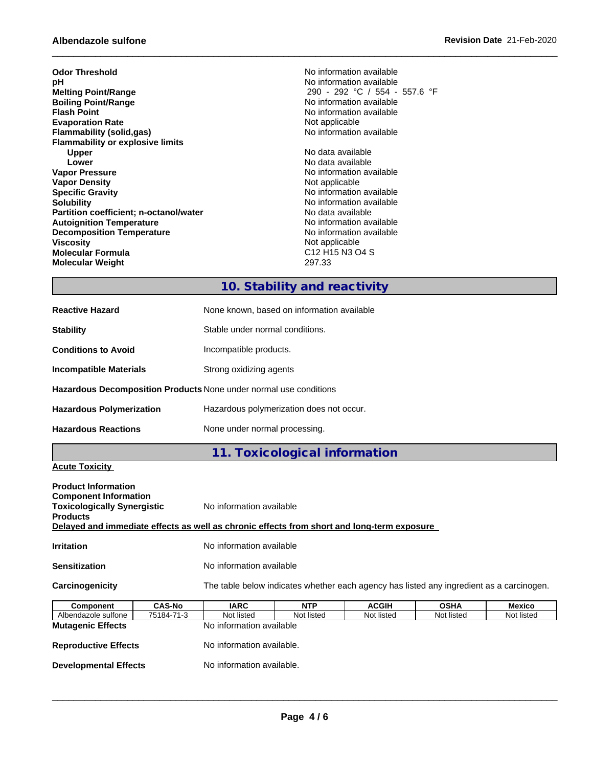| | |
|---|---|
| **Odor Threshold** | No information available |
| **pH** | No information available |
| **Melting Point/Range** | 290 - 292 °C / 554 - 557.6 °F |
| **Boiling Point/Range** | No information available |
| **Flash Point** | No information available |
| **Evaporation Rate** | Not applicable |
| **Flammability (solid,gas)** | No information available |
| **Flammability or explosive limits** | |
| **Upper** | No data available |
| **Lower** | No data available |
| **Vapor Pressure** | No information available |
| **Vapor Density** | Not applicable |
| **Specific Gravity** | No information available |
| **Solubility** | No information available |
| **Partition coefficient; n-octanol/water** | No data available |
| **Autoignition Temperature** | No information available |
| **Decomposition Temperature** | No information available |
| **Viscosity** | Not applicable |
| **Molecular Formula** | C12 H15 N3 O4 S |
| **Molecular Weight** | 297.33 |

## 10. Stability and reactivity

| | |
|---|---|
| **Reactive Hazard** | None known, based on information available |
| **Stability** | Stable under normal conditions. |
| **Conditions to Avoid** | Incompatible products. |
| **Incompatible Materials** | Strong oxidizing agents |
| **Hazardous Decomposition Products** | None under normal use conditions |
| **Hazardous Polymerization** | Hazardous polymerization does not occur. |
| **Hazardous Reactions** | None under normal processing. |

## 11. Toxicological information

**Acute Toxicity**

**Product Information**
**Component Information**
**Toxicologically Synergistic Products** No information available

**Delayed and immediate effects as well as chronic effects from short and long-term exposure**

| | |
|---|---|
| **Irritation** | No information available |
| **Sensitization** | No information available |
| **Carcinogenicity** | The table below indicates whether each agency has listed any ingredient as a carcinogen. |

| Component | CAS-No | IARC | NTP | ACGIH | OSHA | Mexico |
|---|---|---|---|---|---|---|
| Albendazole sulfone | 75184-71-3 | Not listed | Not listed | Not listed | Not listed | Not listed |

| | |
|---|---|
| **Mutagenic Effects** | No information available |
| **Reproductive Effects** | No information available. |
| **Developmental Effects** | No information available. |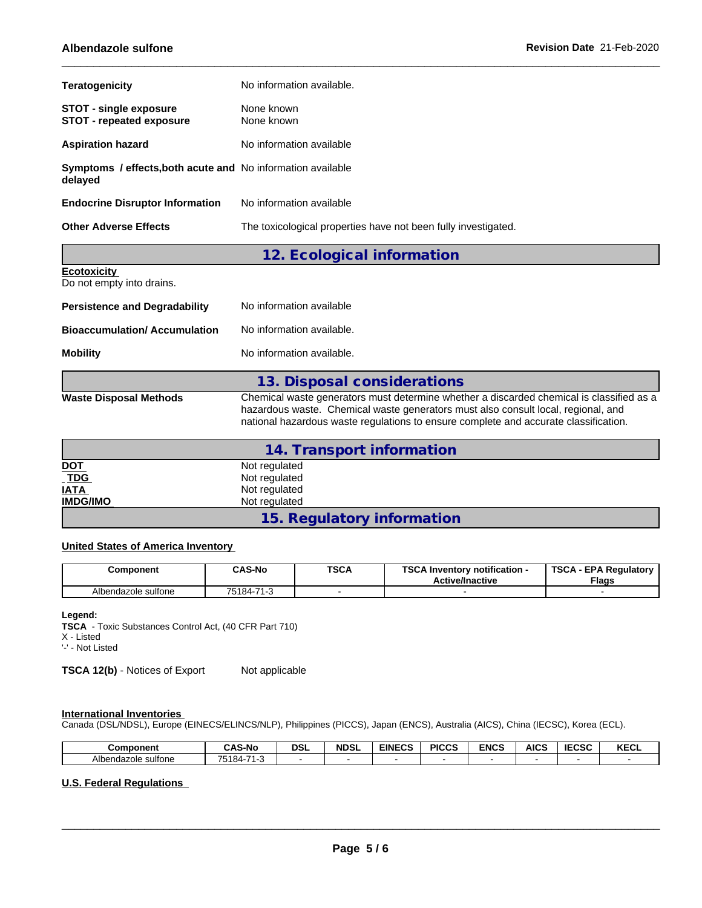**Teratogenicity** No information available.

**STOT - single exposure** None known
**STOT - repeated exposure** None known

**Aspiration hazard** No information available

**Symptoms / effects,both acute and delayed** No information available

**Endocrine Disruptor Information** No information available

**Other Adverse Effects** The toxicological properties have not been fully investigated.

## 12. Ecological information

**Ecotoxicity**
Do not empty into drains.

**Persistence and Degradability** No information available

**Bioaccumulation/ Accumulation** No information available.

**Mobility** No information available.

## 13. Disposal considerations

**Waste Disposal Methods** Chemical waste generators must determine whether a discarded chemical is classified as a hazardous waste. Chemical waste generators must also consult local, regional, and national hazardous waste regulations to ensure complete and accurate classification.

## 14. Transport information

**DOT** Not regulated
**TDG** Not regulated
**IATA** Not regulated
**IMDG/IMO** Not regulated

## 15. Regulatory information

**United States of America Inventory**

| Component | CAS-No | TSCA | TSCA Inventory notification - Active/Inactive | TSCA - EPA Regulatory Flags |
|---|---|---|---|---|
| Albendazole sulfone | 75184-71-3 | - | - | - |

**Legend:**
**TSCA** - Toxic Substances Control Act, (40 CFR Part 710)
X - Listed
'-' - Not Listed

**TSCA 12(b)** - Notices of Export Not applicable

**International Inventories**
Canada (DSL/NDSL), Europe (EINECS/ELINCS/NLP), Philippines (PICCS), Japan (ENCS), Australia (AICS), China (IECSC), Korea (ECL).

| Component | CAS-No | DSL | NDSL | EINECS | PICCS | ENCS | AICS | IECSC | KECL |
|---|---|---|---|---|---|---|---|---|---|
| Albendazole sulfone | 75184-71-3 | - | - | - | - | - | - | - | - |

**U.S. Federal Regulations**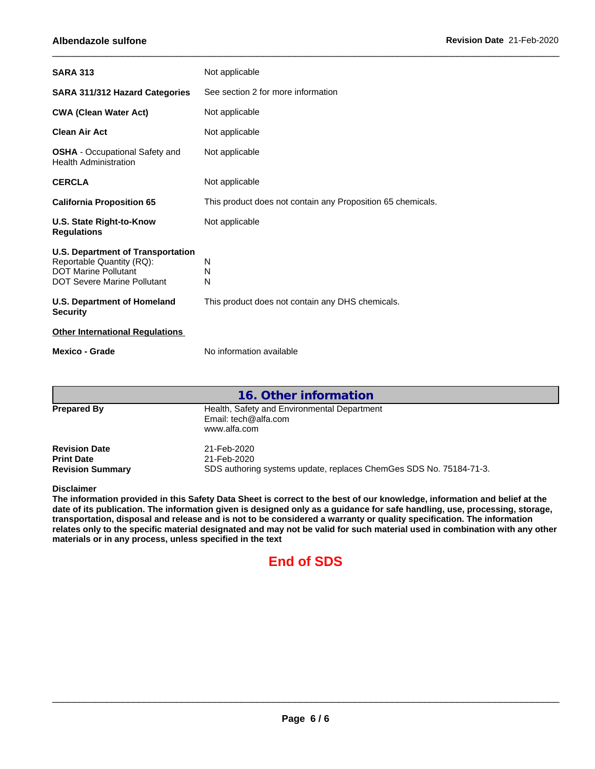| | |
|---|---|
| **SARA 313** | Not applicable |
| **SARA 311/312 Hazard Categories** | See section 2 for more information |
| **CWA (Clean Water Act)** | Not applicable |
| **Clean Air Act** | Not applicable |
| **OSHA** - Occupational Safety and Health Administration | Not applicable |
| **CERCLA** | Not applicable |
| **California Proposition 65** | This product does not contain any Proposition 65 chemicals. |
| **U.S. State Right-to-Know Regulations** | Not applicable |

**U.S. Department of Transportation**

| | |
|---|---|
| Reportable Quantity (RQ): | N |
| DOT Marine Pollutant | N |
| DOT Severe Marine Pollutant | N |

| | |
|---|---|
| **U.S. Department of Homeland Security** | This product does not contain any DHS chemicals. |

**Other International Regulations**

| | |
|---|---|
| **Mexico - Grade** | No information available |

## 16. Other information

| | |
|---|---|
| **Prepared By** | Health, Safety and Environmental Department<br>Email: tech@alfa.com<br>www.alfa.com |
| **Revision Date** | 21-Feb-2020 |
| **Print Date** | 21-Feb-2020 |
| **Revision Summary** | SDS authoring systems update, replaces ChemGes SDS No. 75184-71-3. |

**Disclaimer**

**The information provided in this Safety Data Sheet is correct to the best of our knowledge, information and belief at the date of its publication. The information given is designed only as a guidance for safe handling, use, processing, storage, transportation, disposal and release and is not to be considered a warranty or quality specification. The information relates only to the specific material designated and may not be valid for such material used in combination with any other materials or in any process, unless specified in the text**

**End of SDS**